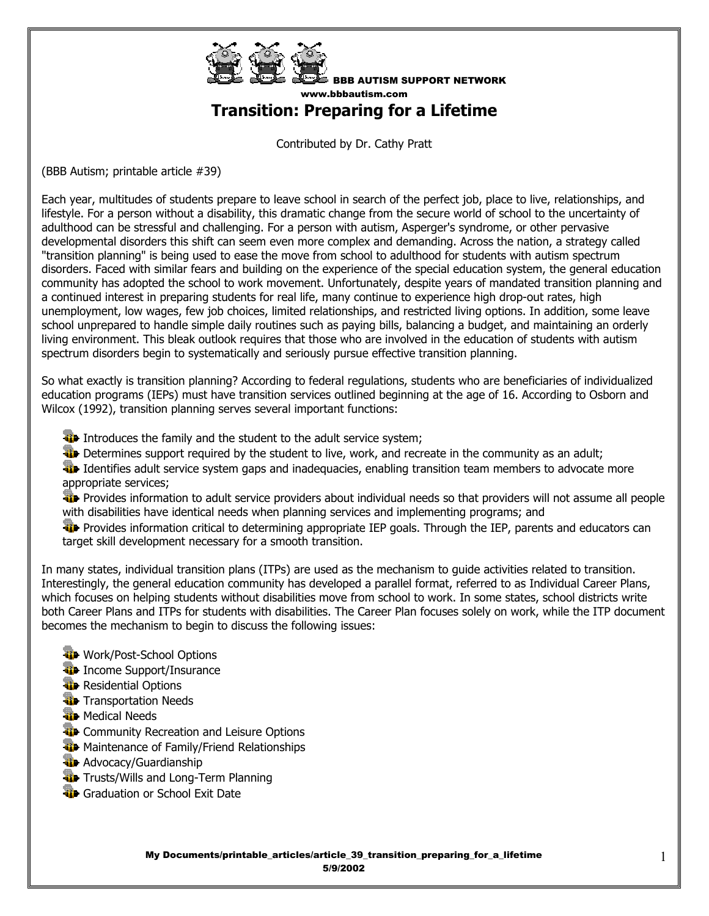BBB AUTISM SUPPORT NETWORK
www.bbbautism.com

# Transition: Preparing for a Lifetime

Contributed by Dr. Cathy Pratt

(BBB Autism; printable article #39)

Each year, multitudes of students prepare to leave school in search of the perfect job, place to live, relationships, and lifestyle. For a person without a disability, this dramatic change from the secure world of school to the uncertainty of adulthood can be stressful and challenging. For a person with autism, Asperger's syndrome, or other pervasive developmental disorders this shift can seem even more complex and demanding. Across the nation, a strategy called "transition planning" is being used to ease the move from school to adulthood for students with autism spectrum disorders. Faced with similar fears and building on the experience of the special education system, the general education community has adopted the school to work movement. Unfortunately, despite years of mandated transition planning and a continued interest in preparing students for real life, many continue to experience high drop-out rates, high unemployment, low wages, few job choices, limited relationships, and restricted living options. In addition, some leave school unprepared to handle simple daily routines such as paying bills, balancing a budget, and maintaining an orderly living environment. This bleak outlook requires that those who are involved in the education of students with autism spectrum disorders begin to systematically and seriously pursue effective transition planning.

So what exactly is transition planning? According to federal regulations, students who are beneficiaries of individualized education programs (IEPs) must have transition services outlined beginning at the age of 16. According to Osborn and Wilcox (1992), transition planning serves several important functions:

- Introduces the family and the student to the adult service system;
- Determines support required by the student to live, work, and recreate in the community as an adult;
- Identifies adult service system gaps and inadequacies, enabling transition team members to advocate more appropriate services;
- Provides information to adult service providers about individual needs so that providers will not assume all people with disabilities have identical needs when planning services and implementing programs; and
- Provides information critical to determining appropriate IEP goals. Through the IEP, parents and educators can target skill development necessary for a smooth transition.

In many states, individual transition plans (ITPs) are used as the mechanism to guide activities related to transition. Interestingly, the general education community has developed a parallel format, referred to as Individual Career Plans, which focuses on helping students without disabilities move from school to work. In some states, school districts write both Career Plans and ITPs for students with disabilities. The Career Plan focuses solely on work, while the ITP document becomes the mechanism to begin to discuss the following issues:

- Work/Post-School Options
- Income Support/Insurance
- Residential Options
- Transportation Needs
- Medical Needs
- Community Recreation and Leisure Options
- Maintenance of Family/Friend Relationships
- Advocacy/Guardianship
- Trusts/Wills and Long-Term Planning
- Graduation or School Exit Date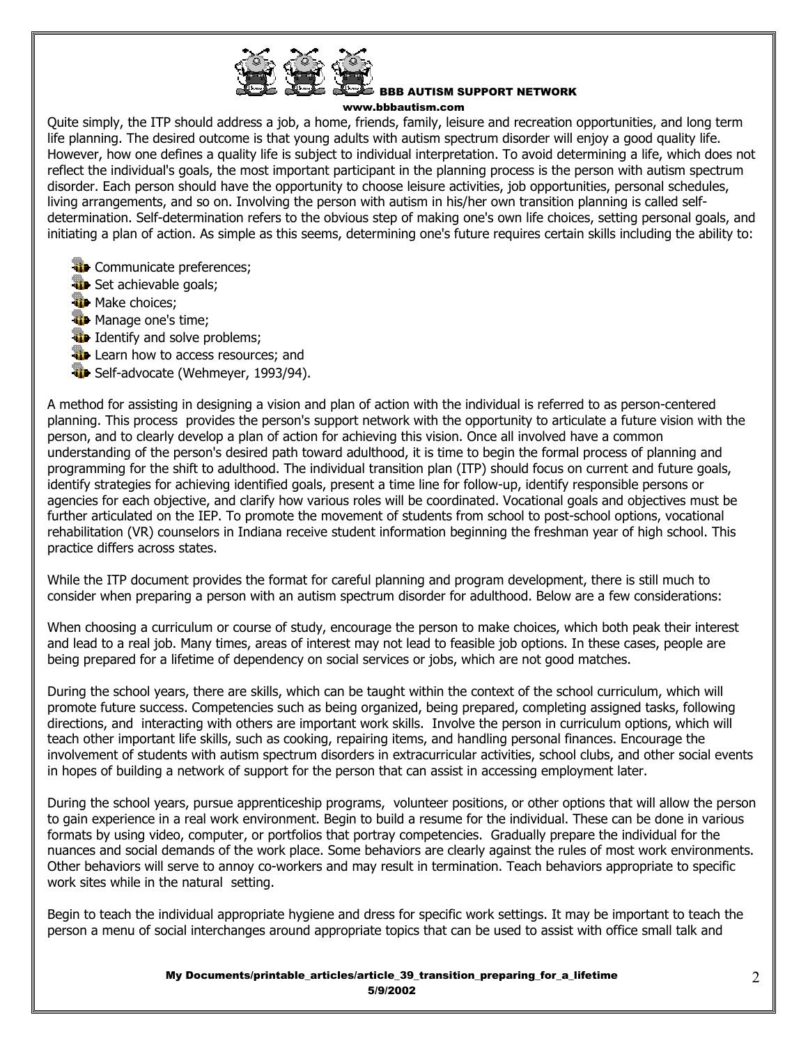Quite simply, the ITP should address a job, a home, friends, family, leisure and recreation opportunities, and long term life planning. The desired outcome is that young adults with autism spectrum disorder will enjoy a good quality life. However, how one defines a quality life is subject to individual interpretation. To avoid determining a life, which does not reflect the individual's goals, the most important participant in the planning process is the person with autism spectrum disorder. Each person should have the opportunity to choose leisure activities, job opportunities, personal schedules, living arrangements, and so on. Involving the person with autism in his/her own transition planning is called self-determination. Self-determination refers to the obvious step of making one's own life choices, setting personal goals, and initiating a plan of action. As simple as this seems, determining one's future requires certain skills including the ability to:

- Communicate preferences;
- Set achievable goals;
- Make choices;
- Manage one's time;
- Identify and solve problems;
- Learn how to access resources; and
- Self-advocate (Wehmeyer, 1993/94).

A method for assisting in designing a vision and plan of action with the individual is referred to as person-centered planning. This process provides the person's support network with the opportunity to articulate a future vision with the person, and to clearly develop a plan of action for achieving this vision. Once all involved have a common understanding of the person's desired path toward adulthood, it is time to begin the formal process of planning and programming for the shift to adulthood. The individual transition plan (ITP) should focus on current and future goals, identify strategies for achieving identified goals, present a time line for follow-up, identify responsible persons or agencies for each objective, and clarify how various roles will be coordinated. Vocational goals and objectives must be further articulated on the IEP. To promote the movement of students from school to post-school options, vocational rehabilitation (VR) counselors in Indiana receive student information beginning the freshman year of high school. This practice differs across states.

While the ITP document provides the format for careful planning and program development, there is still much to consider when preparing a person with an autism spectrum disorder for adulthood. Below are a few considerations:

When choosing a curriculum or course of study, encourage the person to make choices, which both peak their interest and lead to a real job. Many times, areas of interest may not lead to feasible job options. In these cases, people are being prepared for a lifetime of dependency on social services or jobs, which are not good matches.

During the school years, there are skills, which can be taught within the context of the school curriculum, which will promote future success. Competencies such as being organized, being prepared, completing assigned tasks, following directions, and interacting with others are important work skills. Involve the person in curriculum options, which will teach other important life skills, such as cooking, repairing items, and handling personal finances. Encourage the involvement of students with autism spectrum disorders in extracurricular activities, school clubs, and other social events in hopes of building a network of support for the person that can assist in accessing employment later.

During the school years, pursue apprenticeship programs, volunteer positions, or other options that will allow the person to gain experience in a real work environment. Begin to build a resume for the individual. These can be done in various formats by using video, computer, or portfolios that portray competencies. Gradually prepare the individual for the nuances and social demands of the work place. Some behaviors are clearly against the rules of most work environments. Other behaviors will serve to annoy co-workers and may result in termination. Teach behaviors appropriate to specific work sites while in the natural setting.

Begin to teach the individual appropriate hygiene and dress for specific work settings. It may be important to teach the person a menu of social interchanges around appropriate topics that can be used to assist with office small talk and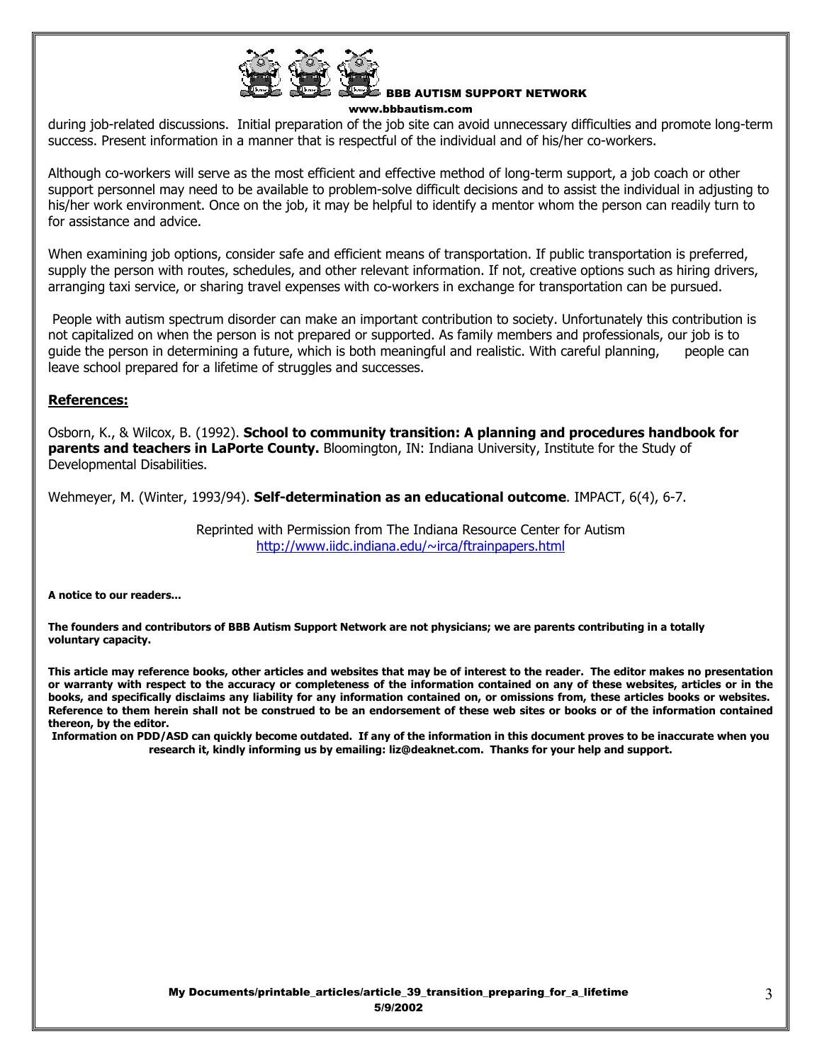during job-related discussions. Initial preparation of the job site can avoid unnecessary difficulties and promote long-term success. Present information in a manner that is respectful of the individual and of his/her co-workers.

Although co-workers will serve as the most efficient and effective method of long-term support, a job coach or other support personnel may need to be available to problem-solve difficult decisions and to assist the individual in adjusting to his/her work environment. Once on the job, it may be helpful to identify a mentor whom the person can readily turn to for assistance and advice.

When examining job options, consider safe and efficient means of transportation. If public transportation is preferred, supply the person with routes, schedules, and other relevant information. If not, creative options such as hiring drivers, arranging taxi service, or sharing travel expenses with co-workers in exchange for transportation can be pursued.

People with autism spectrum disorder can make an important contribution to society. Unfortunately this contribution is not capitalized on when the person is not prepared or supported. As family members and professionals, our job is to guide the person in determining a future, which is both meaningful and realistic. With careful planning, people can leave school prepared for a lifetime of struggles and successes.

## References:

Osborn, K., & Wilcox, B. (1992). **School to community transition: A planning and procedures handbook for parents and teachers in LaPorte County.** Bloomington, IN: Indiana University, Institute for the Study of Developmental Disabilities.

Wehmeyer, M. (Winter, 1993/94). **Self-determination as an educational outcome**. IMPACT, 6(4), 6-7.

Reprinted with Permission from The Indiana Resource Center for Autism
http://www.iidc.indiana.edu/~irca/ftrainpapers.html

**A notice to our readers...**

**The founders and contributors of BBB Autism Support Network are not physicians; we are parents contributing in a totally voluntary capacity.**

**This article may reference books, other articles and websites that may be of interest to the reader. The editor makes no presentation or warranty with respect to the accuracy or completeness of the information contained on any of these websites, articles or in the books, and specifically disclaims any liability for any information contained on, or omissions from, these articles books or websites. Reference to them herein shall not be construed to be an endorsement of these web sites or books or of the information contained thereon, by the editor.**

**Information on PDD/ASD can quickly become outdated. If any of the information in this document proves to be inaccurate when you research it, kindly informing us by emailing: liz@deaknet.com. Thanks for your help and support.**